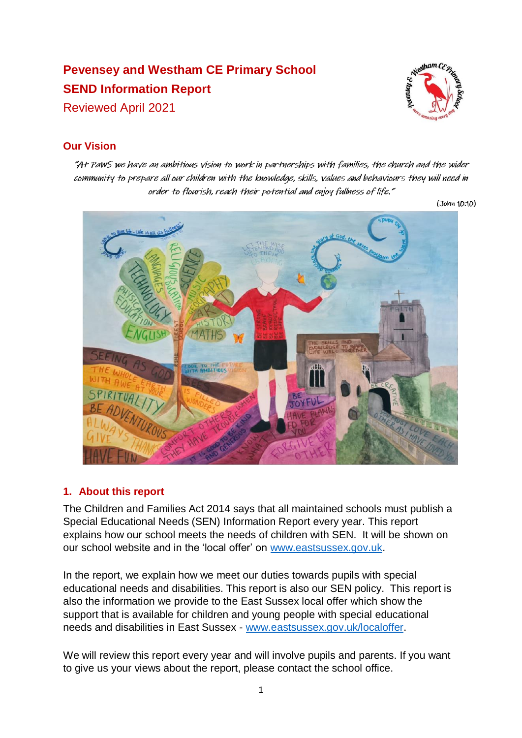# Pevensey and Westham CE Primary School

## SEND Information Report

Reviewed April 2021

## Our Vision

*"At PAWS we have an ambitious vision to work in partnerships with families, the church and the wider community to prepare all our children with the knowledge, skills, values and behaviours they will need in order to flourish, reach their potential and enjoy fullness of life."*

(John 10:10)

## 1. About this report

The Children and Families Act 2014 says that all maintained schools must publish a Special Educational Needs (SEN) Information Report every year. This report explains how our school meets the needs of children with SEN. It will be shown on our school website and in the 'local offer' on www.eastsussex.gov.uk.

In the report, we explain how we meet our duties towards pupils with special educational needs and disabilities. This report is also our SEN policy. This report is also the information we provide to the East Sussex local offer which show the support that is available for children and young people with special educational needs and disabilities in East Sussex - www.eastsussex.gov.uk/localoffer.

We will review this report every year and will involve pupils and parents. If you want to give us your views about the report, please contact the school office.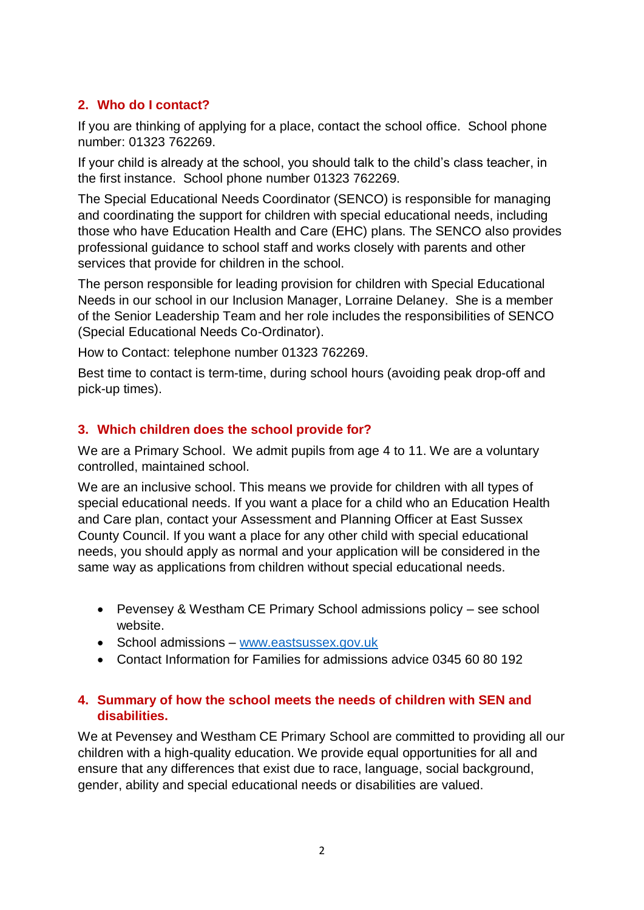## 2. Who do I contact?

If you are thinking of applying for a place, contact the school office. School phone number: 01323 762269.

If your child is already at the school, you should talk to the child's class teacher, in the first instance. School phone number 01323 762269.

The Special Educational Needs Coordinator (SENCO) is responsible for managing and coordinating the support for children with special educational needs, including those who have Education Health and Care (EHC) plans. The SENCO also provides professional guidance to school staff and works closely with parents and other services that provide for children in the school.

The person responsible for leading provision for children with Special Educational Needs in our school in our Inclusion Manager, Lorraine Delaney. She is a member of the Senior Leadership Team and her role includes the responsibilities of SENCO (Special Educational Needs Co-Ordinator).

How to Contact: telephone number 01323 762269.

Best time to contact is term-time, during school hours (avoiding peak drop-off and pick-up times).

## 3. Which children does the school provide for?

We are a Primary School. We admit pupils from age 4 to 11. We are a voluntary controlled, maintained school.

We are an inclusive school. This means we provide for children with all types of special educational needs. If you want a place for a child who an Education Health and Care plan, contact your Assessment and Planning Officer at East Sussex County Council. If you want a place for any other child with special educational needs, you should apply as normal and your application will be considered in the same way as applications from children without special educational needs.

- Pevensey & Westham CE Primary School admissions policy – see school website.
- School admissions – [www.eastsussex.gov.uk](www.eastsussex.gov.uk)
- Contact Information for Families for admissions advice 0345 60 80 192

## 4. Summary of how the school meets the needs of children with SEN and disabilities.

We at Pevensey and Westham CE Primary School are committed to providing all our children with a high-quality education. We provide equal opportunities for all and ensure that any differences that exist due to race, language, social background, gender, ability and special educational needs or disabilities are valued.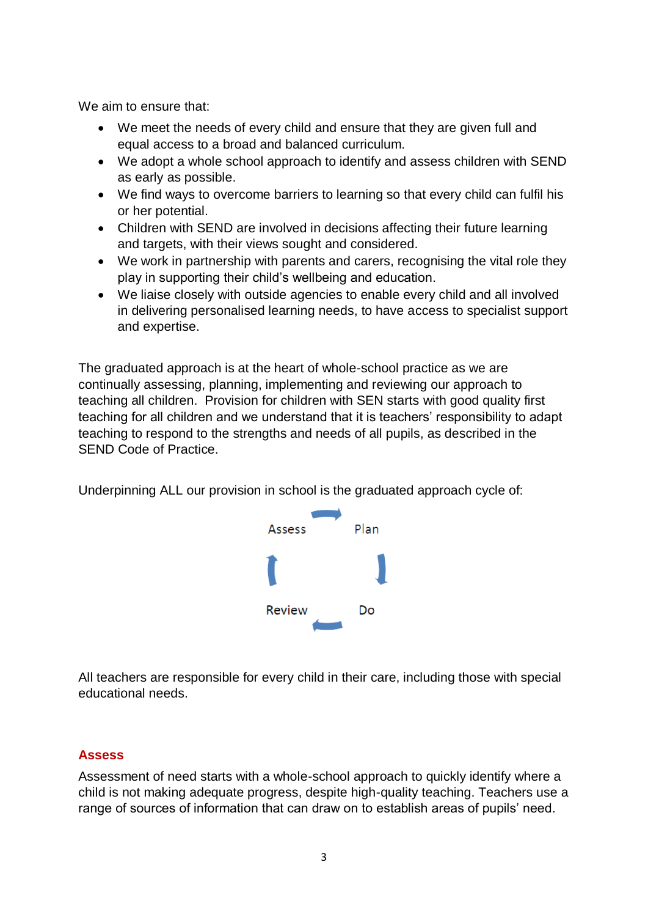We aim to ensure that:

- We meet the needs of every child and ensure that they are given full and equal access to a broad and balanced curriculum.
- We adopt a whole school approach to identify and assess children with SEND as early as possible.
- We find ways to overcome barriers to learning so that every child can fulfil his or her potential.
- Children with SEND are involved in decisions affecting their future learning and targets, with their views sought and considered.
- We work in partnership with parents and carers, recognising the vital role they play in supporting their child's wellbeing and education.
- We liaise closely with outside agencies to enable every child and all involved in delivering personalised learning needs, to have access to specialist support and expertise.

The graduated approach is at the heart of whole-school practice as we are continually assessing, planning, implementing and reviewing our approach to teaching all children. Provision for children with SEN starts with good quality first teaching for all children and we understand that it is teachers' responsibility to adapt teaching to respond to the strengths and needs of all pupils, as described in the SEND Code of Practice.

Underpinning ALL our provision in school is the graduated approach cycle of:

Assess → Plan → Do → Review

All teachers are responsible for every child in their care, including those with special educational needs.

## Assess

Assessment of need starts with a whole-school approach to quickly identify where a child is not making adequate progress, despite high-quality teaching. Teachers use a range of sources of information that can draw on to establish areas of pupils' need.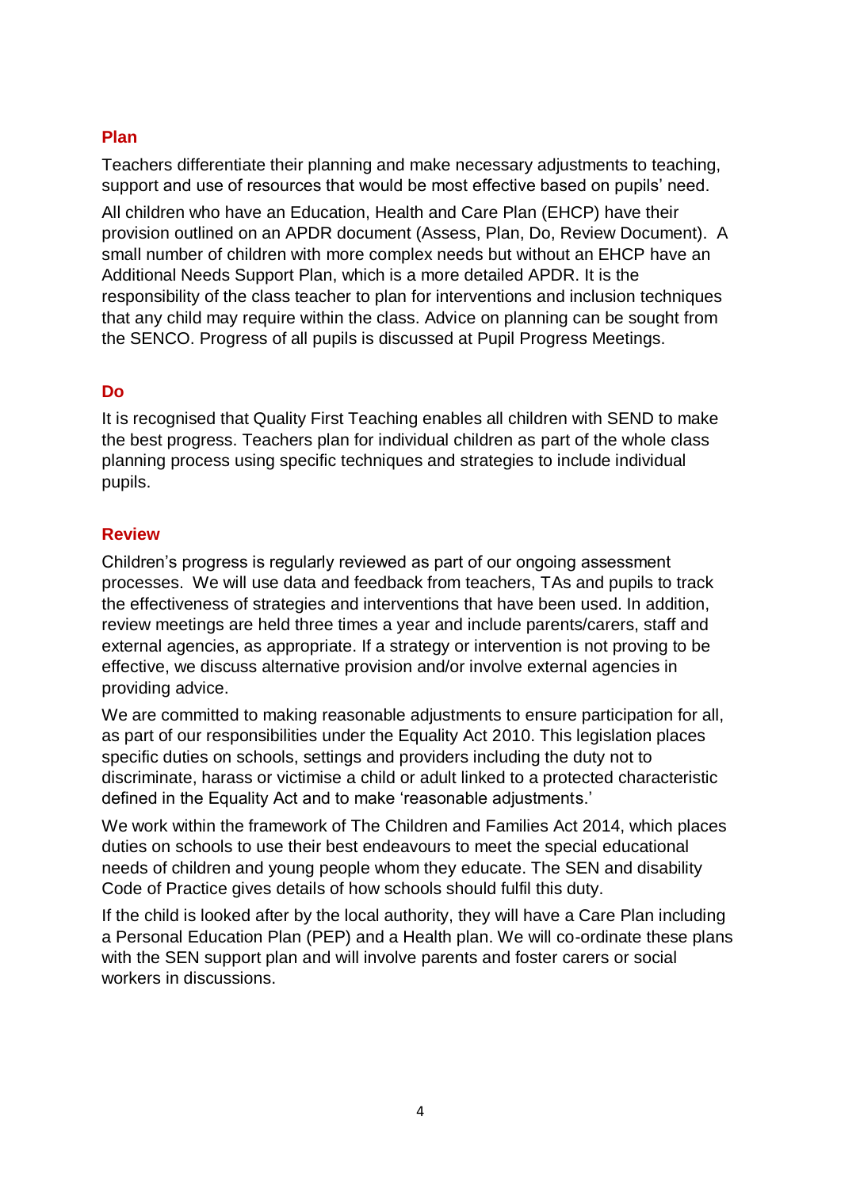### Plan

Teachers differentiate their planning and make necessary adjustments to teaching, support and use of resources that would be most effective based on pupils' need.

All children who have an Education, Health and Care Plan (EHCP) have their provision outlined on an APDR document (Assess, Plan, Do, Review Document). A small number of children with more complex needs but without an EHCP have an Additional Needs Support Plan, which is a more detailed APDR. It is the responsibility of the class teacher to plan for interventions and inclusion techniques that any child may require within the class. Advice on planning can be sought from the SENCO. Progress of all pupils is discussed at Pupil Progress Meetings.

### Do

It is recognised that Quality First Teaching enables all children with SEND to make the best progress. Teachers plan for individual children as part of the whole class planning process using specific techniques and strategies to include individual pupils.

### Review

Children's progress is regularly reviewed as part of our ongoing assessment processes. We will use data and feedback from teachers, TAs and pupils to track the effectiveness of strategies and interventions that have been used. In addition, review meetings are held three times a year and include parents/carers, staff and external agencies, as appropriate. If a strategy or intervention is not proving to be effective, we discuss alternative provision and/or involve external agencies in providing advice.

We are committed to making reasonable adjustments to ensure participation for all, as part of our responsibilities under the Equality Act 2010. This legislation places specific duties on schools, settings and providers including the duty not to discriminate, harass or victimise a child or adult linked to a protected characteristic defined in the Equality Act and to make 'reasonable adjustments.'

We work within the framework of The Children and Families Act 2014, which places duties on schools to use their best endeavours to meet the special educational needs of children and young people whom they educate. The SEN and disability Code of Practice gives details of how schools should fulfil this duty.

If the child is looked after by the local authority, they will have a Care Plan including a Personal Education Plan (PEP) and a Health plan. We will co-ordinate these plans with the SEN support plan and will involve parents and foster carers or social workers in discussions.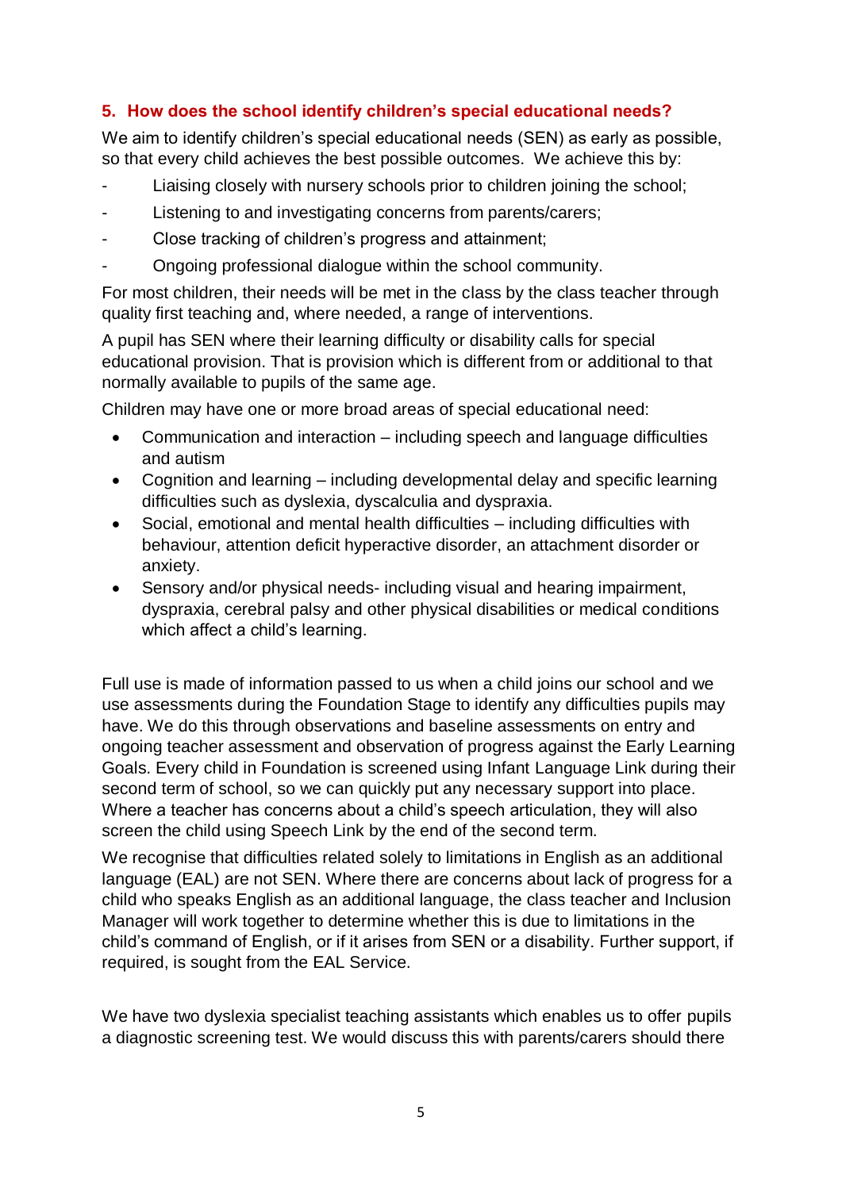## 5. How does the school identify children's special educational needs?

We aim to identify children's special educational needs (SEN) as early as possible, so that every child achieves the best possible outcomes. We achieve this by:

- Liaising closely with nursery schools prior to children joining the school;
- Listening to and investigating concerns from parents/carers;
- Close tracking of children's progress and attainment;
- Ongoing professional dialogue within the school community.

For most children, their needs will be met in the class by the class teacher through quality first teaching and, where needed, a range of interventions.

A pupil has SEN where their learning difficulty or disability calls for special educational provision. That is provision which is different from or additional to that normally available to pupils of the same age.

Children may have one or more broad areas of special educational need:

- Communication and interaction – including speech and language difficulties and autism
- Cognition and learning – including developmental delay and specific learning difficulties such as dyslexia, dyscalculia and dyspraxia.
- Social, emotional and mental health difficulties – including difficulties with behaviour, attention deficit hyperactive disorder, an attachment disorder or anxiety.
- Sensory and/or physical needs- including visual and hearing impairment, dyspraxia, cerebral palsy and other physical disabilities or medical conditions which affect a child's learning.

Full use is made of information passed to us when a child joins our school and we use assessments during the Foundation Stage to identify any difficulties pupils may have. We do this through observations and baseline assessments on entry and ongoing teacher assessment and observation of progress against the Early Learning Goals. Every child in Foundation is screened using Infant Language Link during their second term of school, so we can quickly put any necessary support into place. Where a teacher has concerns about a child's speech articulation, they will also screen the child using Speech Link by the end of the second term.

We recognise that difficulties related solely to limitations in English as an additional language (EAL) are not SEN. Where there are concerns about lack of progress for a child who speaks English as an additional language, the class teacher and Inclusion Manager will work together to determine whether this is due to limitations in the child's command of English, or if it arises from SEN or a disability. Further support, if required, is sought from the EAL Service.

We have two dyslexia specialist teaching assistants which enables us to offer pupils a diagnostic screening test. We would discuss this with parents/carers should there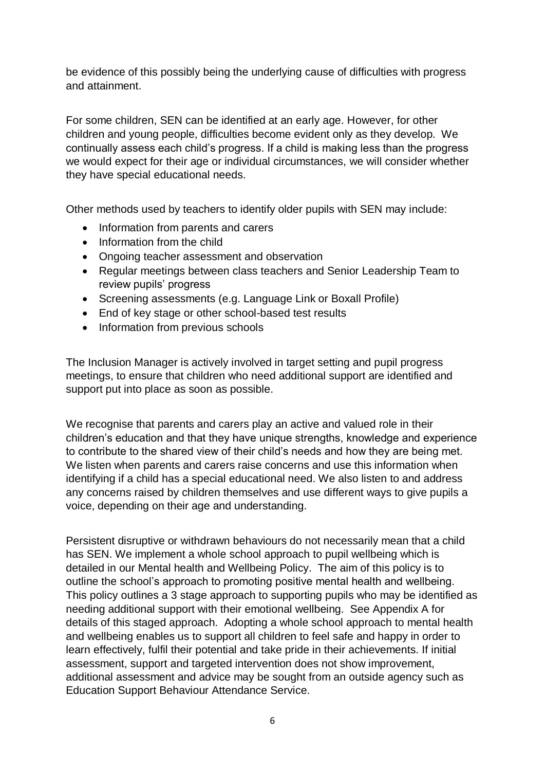be evidence of this possibly being the underlying cause of difficulties with progress and attainment.

For some children, SEN can be identified at an early age. However, for other children and young people, difficulties become evident only as they develop. We continually assess each child's progress. If a child is making less than the progress we would expect for their age or individual circumstances, we will consider whether they have special educational needs.

Other methods used by teachers to identify older pupils with SEN may include:

- Information from parents and carers
- Information from the child
- Ongoing teacher assessment and observation
- Regular meetings between class teachers and Senior Leadership Team to review pupils' progress
- Screening assessments (e.g. Language Link or Boxall Profile)
- End of key stage or other school-based test results
- Information from previous schools

The Inclusion Manager is actively involved in target setting and pupil progress meetings, to ensure that children who need additional support are identified and support put into place as soon as possible.

We recognise that parents and carers play an active and valued role in their children's education and that they have unique strengths, knowledge and experience to contribute to the shared view of their child's needs and how they are being met. We listen when parents and carers raise concerns and use this information when identifying if a child has a special educational need. We also listen to and address any concerns raised by children themselves and use different ways to give pupils a voice, depending on their age and understanding.

Persistent disruptive or withdrawn behaviours do not necessarily mean that a child has SEN. We implement a whole school approach to pupil wellbeing which is detailed in our Mental health and Wellbeing Policy. The aim of this policy is to outline the school's approach to promoting positive mental health and wellbeing. This policy outlines a 3 stage approach to supporting pupils who may be identified as needing additional support with their emotional wellbeing. See Appendix A for details of this staged approach. Adopting a whole school approach to mental health and wellbeing enables us to support all children to feel safe and happy in order to learn effectively, fulfil their potential and take pride in their achievements. If initial assessment, support and targeted intervention does not show improvement, additional assessment and advice may be sought from an outside agency such as Education Support Behaviour Attendance Service.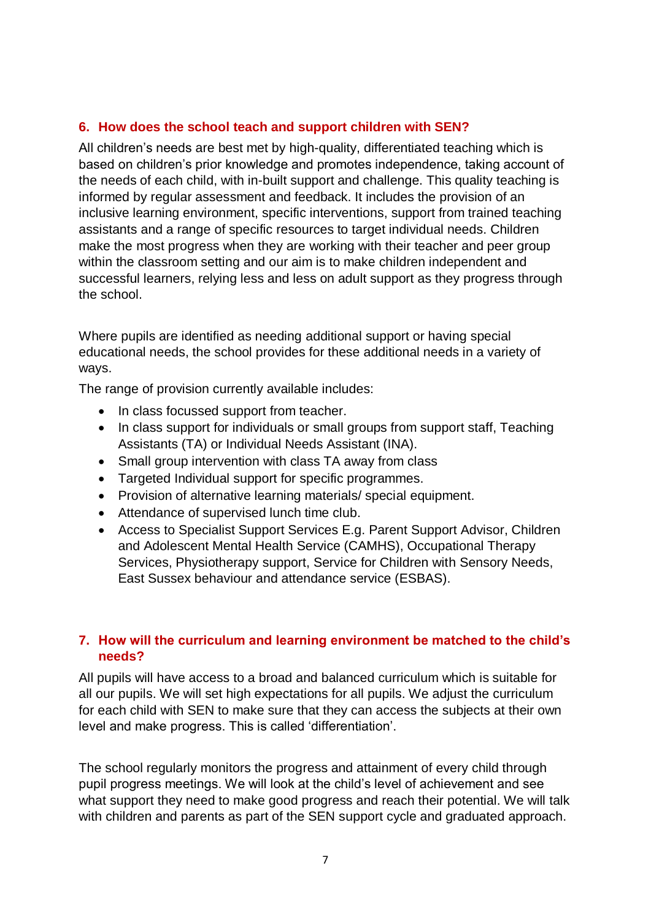## 6. How does the school teach and support children with SEN?

All children's needs are best met by high-quality, differentiated teaching which is based on children's prior knowledge and promotes independence, taking account of the needs of each child, with in-built support and challenge. This quality teaching is informed by regular assessment and feedback. It includes the provision of an inclusive learning environment, specific interventions, support from trained teaching assistants and a range of specific resources to target individual needs. Children make the most progress when they are working with their teacher and peer group within the classroom setting and our aim is to make children independent and successful learners, relying less and less on adult support as they progress through the school.

Where pupils are identified as needing additional support or having special educational needs, the school provides for these additional needs in a variety of ways.

The range of provision currently available includes:

- In class focussed support from teacher.
- In class support for individuals or small groups from support staff, Teaching Assistants (TA) or Individual Needs Assistant (INA).
- Small group intervention with class TA away from class
- Targeted Individual support for specific programmes.
- Provision of alternative learning materials/ special equipment.
- Attendance of supervised lunch time club.
- Access to Specialist Support Services E.g. Parent Support Advisor, Children and Adolescent Mental Health Service (CAMHS), Occupational Therapy Services, Physiotherapy support, Service for Children with Sensory Needs, East Sussex behaviour and attendance service (ESBAS).

## 7. How will the curriculum and learning environment be matched to the child's needs?

All pupils will have access to a broad and balanced curriculum which is suitable for all our pupils. We will set high expectations for all pupils. We adjust the curriculum for each child with SEN to make sure that they can access the subjects at their own level and make progress. This is called 'differentiation'.

The school regularly monitors the progress and attainment of every child through pupil progress meetings. We will look at the child's level of achievement and see what support they need to make good progress and reach their potential. We will talk with children and parents as part of the SEN support cycle and graduated approach.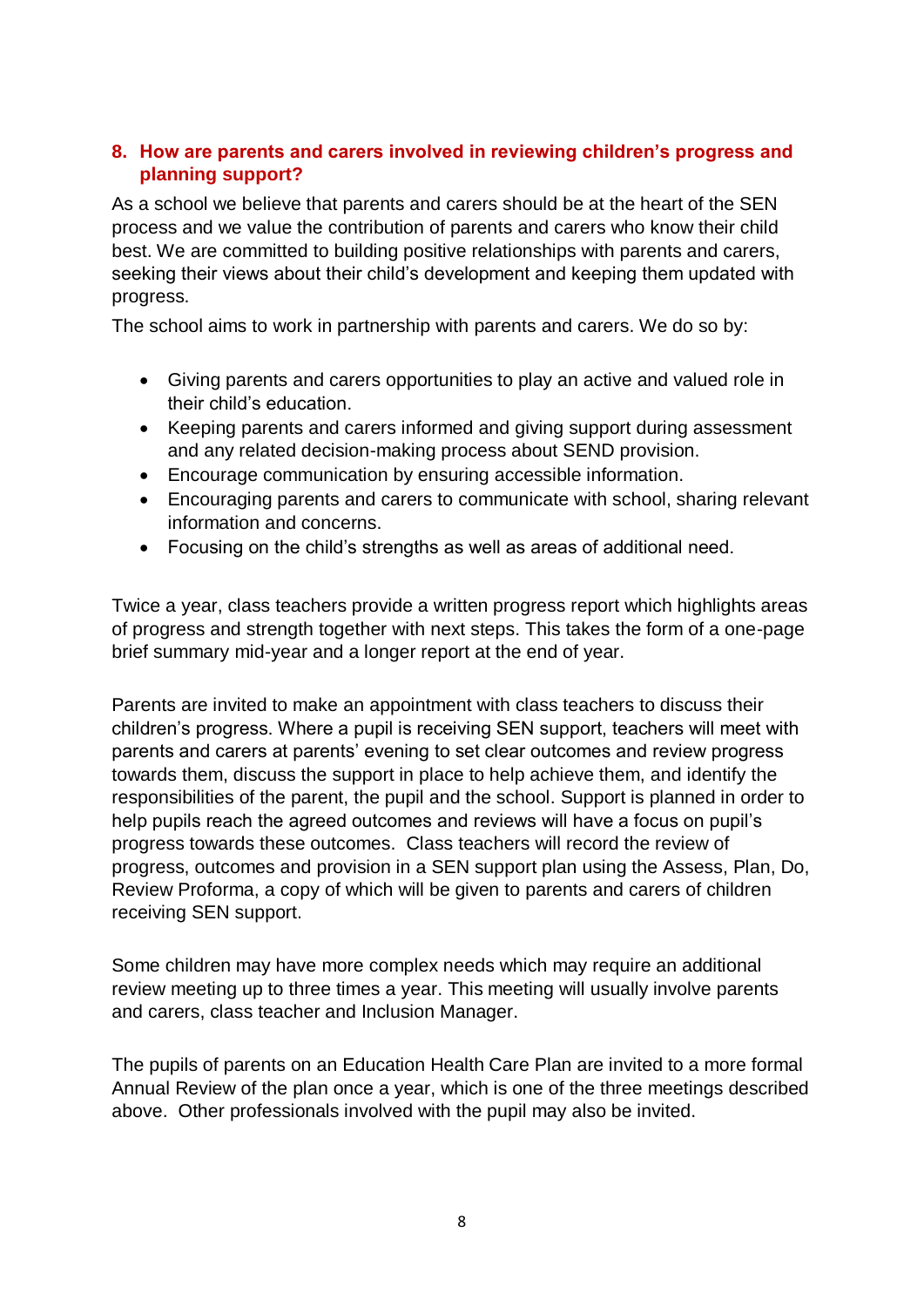## 8. How are parents and carers involved in reviewing children's progress and planning support?

As a school we believe that parents and carers should be at the heart of the SEN process and we value the contribution of parents and carers who know their child best. We are committed to building positive relationships with parents and carers, seeking their views about their child's development and keeping them updated with progress.

The school aims to work in partnership with parents and carers. We do so by:

- Giving parents and carers opportunities to play an active and valued role in their child's education.
- Keeping parents and carers informed and giving support during assessment and any related decision-making process about SEND provision.
- Encourage communication by ensuring accessible information.
- Encouraging parents and carers to communicate with school, sharing relevant information and concerns.
- Focusing on the child's strengths as well as areas of additional need.

Twice a year, class teachers provide a written progress report which highlights areas of progress and strength together with next steps. This takes the form of a one-page brief summary mid-year and a longer report at the end of year.

Parents are invited to make an appointment with class teachers to discuss their children's progress. Where a pupil is receiving SEN support, teachers will meet with parents and carers at parents' evening to set clear outcomes and review progress towards them, discuss the support in place to help achieve them, and identify the responsibilities of the parent, the pupil and the school. Support is planned in order to help pupils reach the agreed outcomes and reviews will have a focus on pupil's progress towards these outcomes. Class teachers will record the review of progress, outcomes and provision in a SEN support plan using the Assess, Plan, Do, Review Proforma, a copy of which will be given to parents and carers of children receiving SEN support.

Some children may have more complex needs which may require an additional review meeting up to three times a year. This meeting will usually involve parents and carers, class teacher and Inclusion Manager.

The pupils of parents on an Education Health Care Plan are invited to a more formal Annual Review of the plan once a year, which is one of the three meetings described above. Other professionals involved with the pupil may also be invited.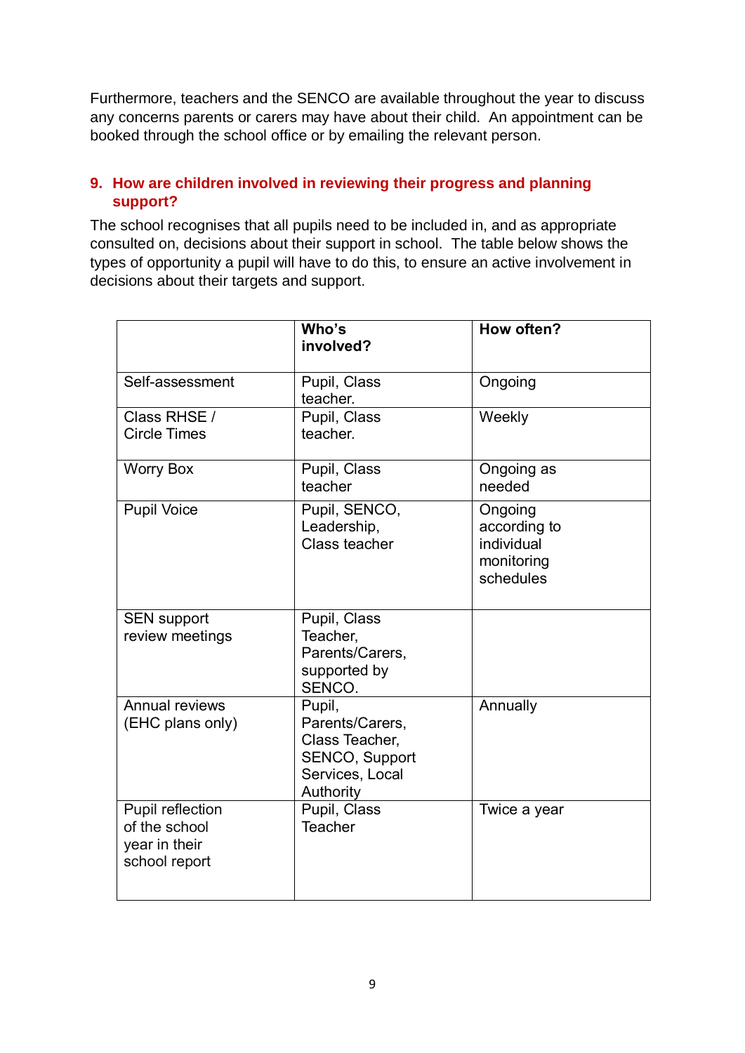Furthermore, teachers and the SENCO are available throughout the year to discuss any concerns parents or carers may have about their child. An appointment can be booked through the school office or by emailing the relevant person.

## 9. How are children involved in reviewing their progress and planning support?

The school recognises that all pupils need to be included in, and as appropriate consulted on, decisions about their support in school. The table below shows the types of opportunity a pupil will have to do this, to ensure an active involvement in decisions about their targets and support.

| | Who's involved? | How often? |
|---|---|---|
| Self-assessment | Pupil, Class teacher. | Ongoing |
| Class RHSE / Circle Times | Pupil, Class teacher. | Weekly |
| Worry Box | Pupil, Class teacher | Ongoing as needed |
| Pupil Voice | Pupil, SENCO, Leadership, Class teacher | Ongoing according to individual monitoring schedules |
| SEN support review meetings | Pupil, Class Teacher, Parents/Carers, supported by SENCO. | |
| Annual reviews (EHC plans only) | Pupil, Parents/Carers, Class Teacher, SENCO, Support Services, Local Authority | Annually |
| Pupil reflection of the school year in their school report | Pupil, Class Teacher | Twice a year |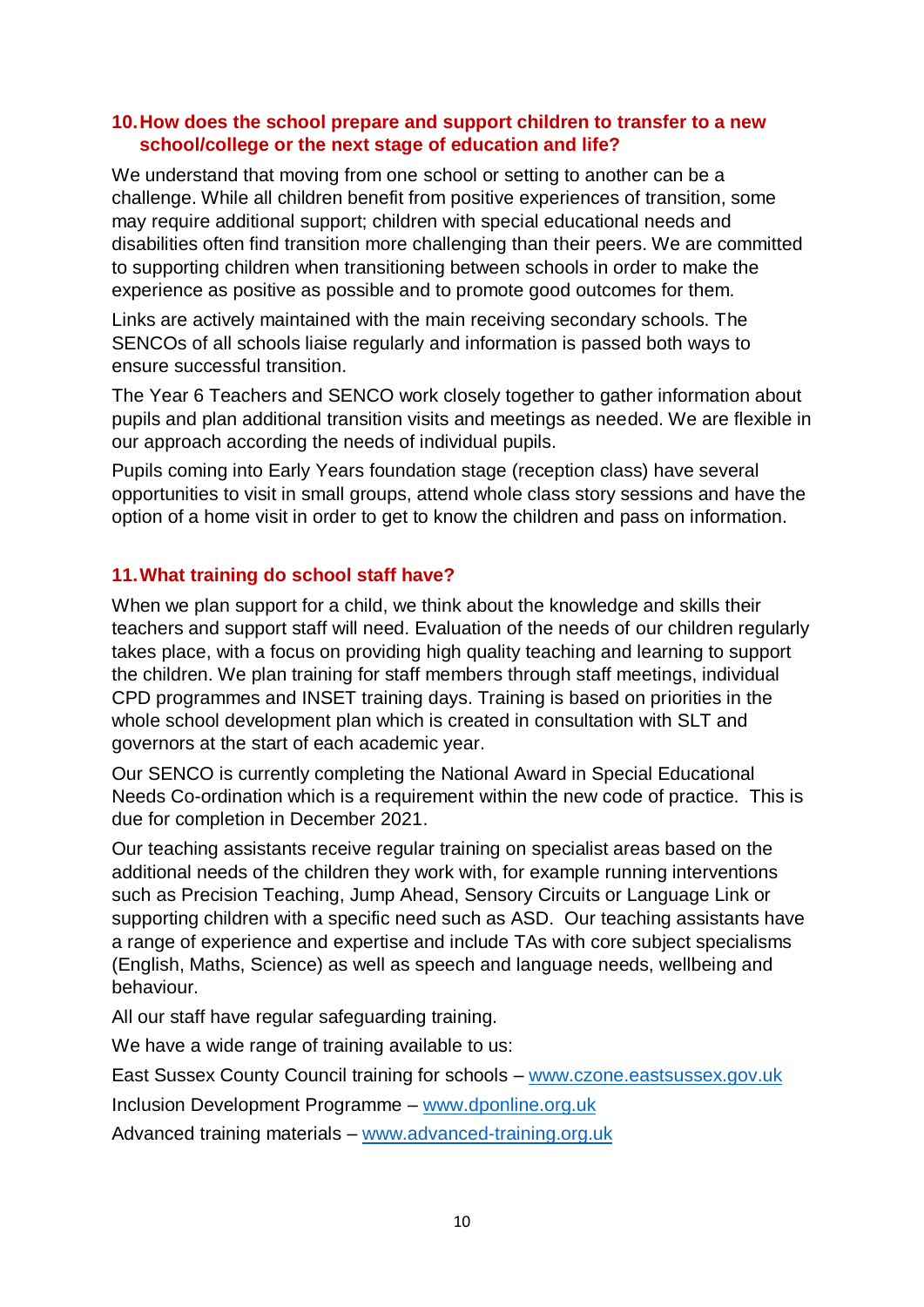## 10. How does the school prepare and support children to transfer to a new school/college or the next stage of education and life?

We understand that moving from one school or setting to another can be a challenge. While all children benefit from positive experiences of transition, some may require additional support; children with special educational needs and disabilities often find transition more challenging than their peers. We are committed to supporting children when transitioning between schools in order to make the experience as positive as possible and to promote good outcomes for them.

Links are actively maintained with the main receiving secondary schools. The SENCOs of all schools liaise regularly and information is passed both ways to ensure successful transition.

The Year 6 Teachers and SENCO work closely together to gather information about pupils and plan additional transition visits and meetings as needed. We are flexible in our approach according the needs of individual pupils.

Pupils coming into Early Years foundation stage (reception class) have several opportunities to visit in small groups, attend whole class story sessions and have the option of a home visit in order to get to know the children and pass on information.

## 11. What training do school staff have?

When we plan support for a child, we think about the knowledge and skills their teachers and support staff will need. Evaluation of the needs of our children regularly takes place, with a focus on providing high quality teaching and learning to support the children. We plan training for staff members through staff meetings, individual CPD programmes and INSET training days. Training is based on priorities in the whole school development plan which is created in consultation with SLT and governors at the start of each academic year.

Our SENCO is currently completing the National Award in Special Educational Needs Co-ordination which is a requirement within the new code of practice. This is due for completion in December 2021.

Our teaching assistants receive regular training on specialist areas based on the additional needs of the children they work with, for example running interventions such as Precision Teaching, Jump Ahead, Sensory Circuits or Language Link or supporting children with a specific need such as ASD. Our teaching assistants have a range of experience and expertise and include TAs with core subject specialisms (English, Maths, Science) as well as speech and language needs, wellbeing and behaviour.

All our staff have regular safeguarding training.

We have a wide range of training available to us:

East Sussex County Council training for schools – [www.czone.eastsussex.gov.uk](http://www.czone.eastsussex.gov.uk)

Inclusion Development Programme – [www.dponline.org.uk](http://www.dponline.org.uk)

Advanced training materials – [www.advanced-training.org.uk](http://www.advanced-training.org.uk)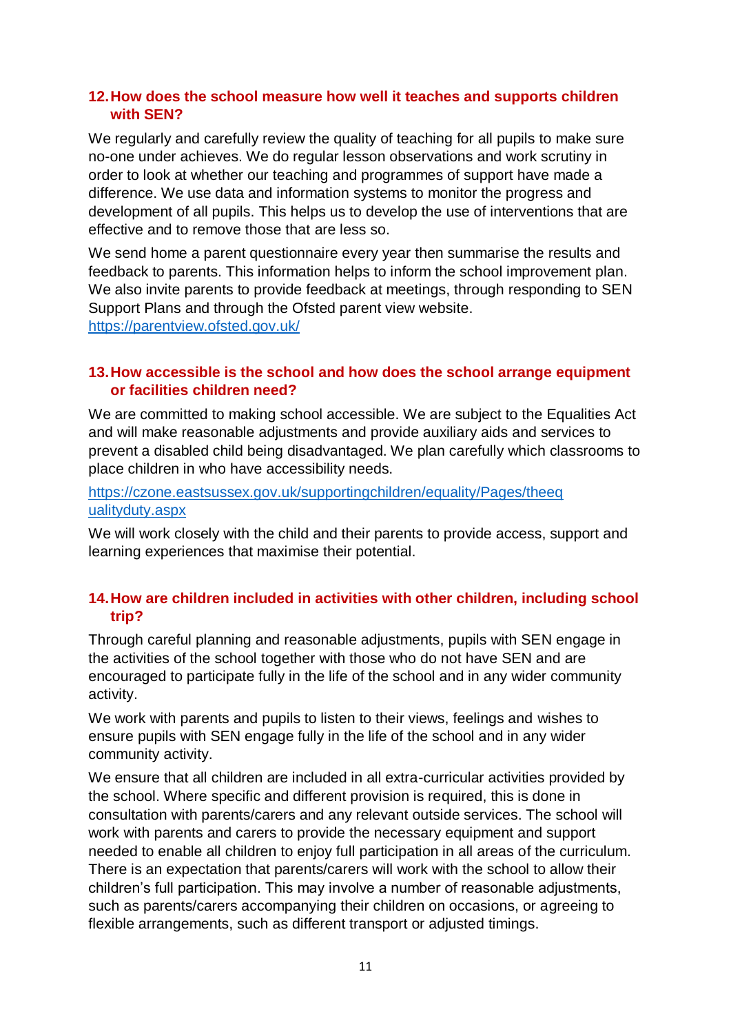## 12. How does the school measure how well it teaches and supports children with SEN?

We regularly and carefully review the quality of teaching for all pupils to make sure no-one under achieves. We do regular lesson observations and work scrutiny in order to look at whether our teaching and programmes of support have made a difference. We use data and information systems to monitor the progress and development of all pupils. This helps us to develop the use of interventions that are effective and to remove those that are less so.

We send home a parent questionnaire every year then summarise the results and feedback to parents. This information helps to inform the school improvement plan. We also invite parents to provide feedback at meetings, through responding to SEN Support Plans and through the Ofsted parent view website.
https://parentview.ofsted.gov.uk/

## 13. How accessible is the school and how does the school arrange equipment or facilities children need?

We are committed to making school accessible. We are subject to the Equalities Act and will make reasonable adjustments and provide auxiliary aids and services to prevent a disabled child being disadvantaged. We plan carefully which classrooms to place children in who have accessibility needs.

https://czone.eastsussex.gov.uk/supportingchildren/equality/Pages/theequalityduty.aspx

We will work closely with the child and their parents to provide access, support and learning experiences that maximise their potential.

## 14. How are children included in activities with other children, including school trip?

Through careful planning and reasonable adjustments, pupils with SEN engage in the activities of the school together with those who do not have SEN and are encouraged to participate fully in the life of the school and in any wider community activity.

We work with parents and pupils to listen to their views, feelings and wishes to ensure pupils with SEN engage fully in the life of the school and in any wider community activity.

We ensure that all children are included in all extra-curricular activities provided by the school. Where specific and different provision is required, this is done in consultation with parents/carers and any relevant outside services. The school will work with parents and carers to provide the necessary equipment and support needed to enable all children to enjoy full participation in all areas of the curriculum. There is an expectation that parents/carers will work with the school to allow their children's full participation. This may involve a number of reasonable adjustments, such as parents/carers accompanying their children on occasions, or agreeing to flexible arrangements, such as different transport or adjusted timings.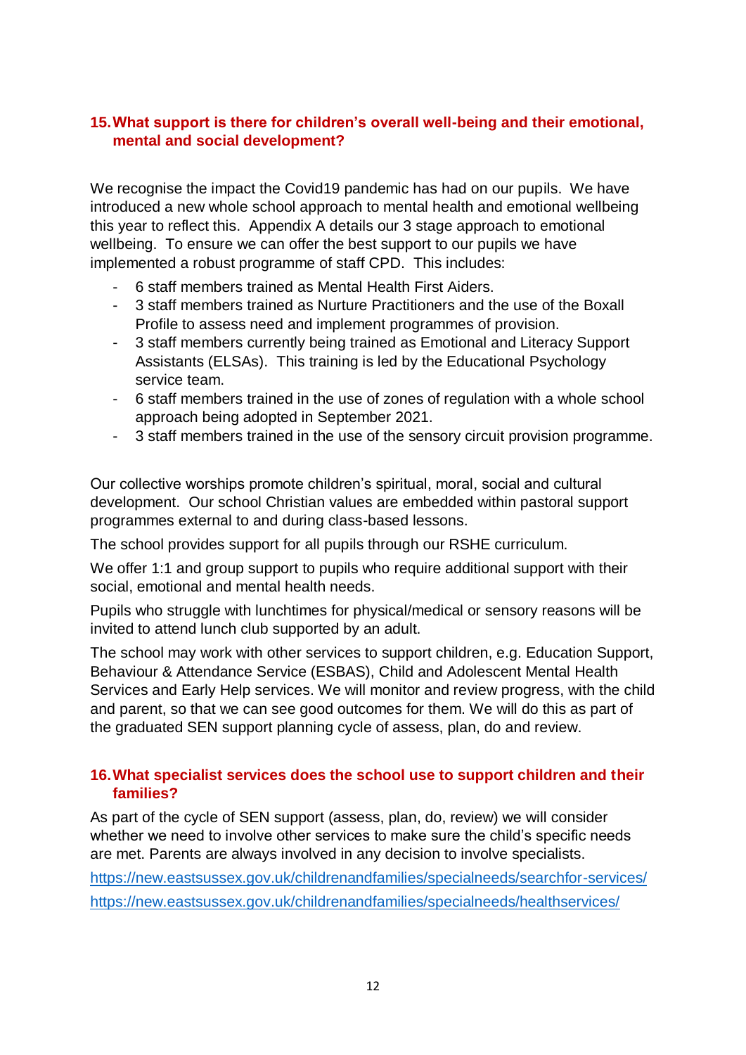## 15. What support is there for children's overall well-being and their emotional, mental and social development?

We recognise the impact the Covid19 pandemic has had on our pupils. We have introduced a new whole school approach to mental health and emotional wellbeing this year to reflect this. Appendix A details our 3 stage approach to emotional wellbeing. To ensure we can offer the best support to our pupils we have implemented a robust programme of staff CPD. This includes:

- 6 staff members trained as Mental Health First Aiders.
- 3 staff members trained as Nurture Practitioners and the use of the Boxall Profile to assess need and implement programmes of provision.
- 3 staff members currently being trained as Emotional and Literacy Support Assistants (ELSAs). This training is led by the Educational Psychology service team.
- 6 staff members trained in the use of zones of regulation with a whole school approach being adopted in September 2021.
- 3 staff members trained in the use of the sensory circuit provision programme.

Our collective worships promote children's spiritual, moral, social and cultural development. Our school Christian values are embedded within pastoral support programmes external to and during class-based lessons.

The school provides support for all pupils through our RSHE curriculum.

We offer 1:1 and group support to pupils who require additional support with their social, emotional and mental health needs.

Pupils who struggle with lunchtimes for physical/medical or sensory reasons will be invited to attend lunch club supported by an adult.

The school may work with other services to support children, e.g. Education Support, Behaviour & Attendance Service (ESBAS), Child and Adolescent Mental Health Services and Early Help services. We will monitor and review progress, with the child and parent, so that we can see good outcomes for them. We will do this as part of the graduated SEN support planning cycle of assess, plan, do and review.

## 16. What specialist services does the school use to support children and their families?

As part of the cycle of SEN support (assess, plan, do, review) we will consider whether we need to involve other services to make sure the child's specific needs are met. Parents are always involved in any decision to involve specialists.

https://new.eastsussex.gov.uk/childrenandfamilies/specialneeds/searchfor-services/

https://new.eastsussex.gov.uk/childrenandfamilies/specialneeds/healthservices/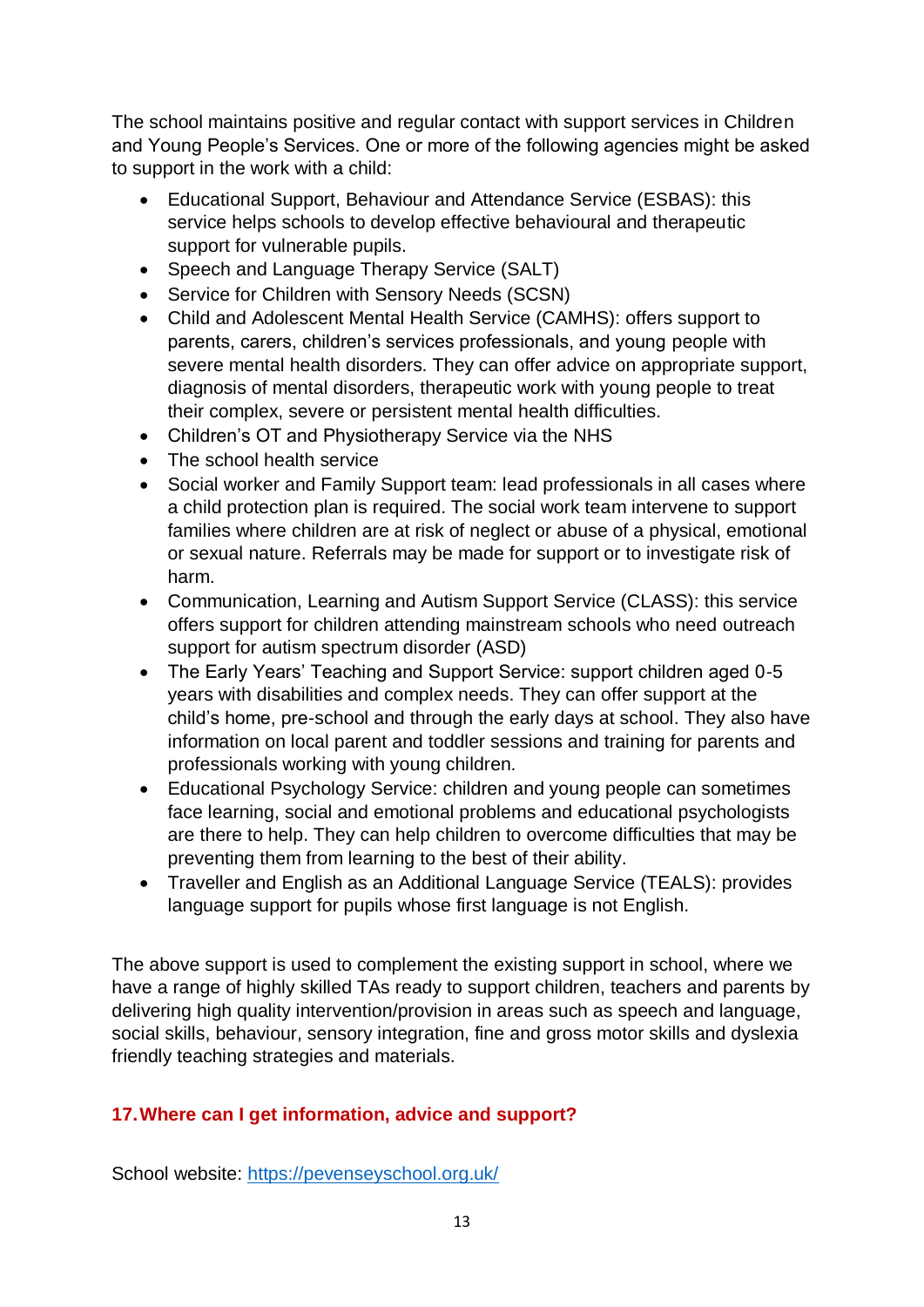The school maintains positive and regular contact with support services in Children and Young People's Services. One or more of the following agencies might be asked to support in the work with a child:

- Educational Support, Behaviour and Attendance Service (ESBAS): this service helps schools to develop effective behavioural and therapeutic support for vulnerable pupils.
- Speech and Language Therapy Service (SALT)
- Service for Children with Sensory Needs (SCSN)
- Child and Adolescent Mental Health Service (CAMHS): offers support to parents, carers, children's services professionals, and young people with severe mental health disorders. They can offer advice on appropriate support, diagnosis of mental disorders, therapeutic work with young people to treat their complex, severe or persistent mental health difficulties.
- Children's OT and Physiotherapy Service via the NHS
- The school health service
- Social worker and Family Support team: lead professionals in all cases where a child protection plan is required. The social work team intervene to support families where children are at risk of neglect or abuse of a physical, emotional or sexual nature. Referrals may be made for support or to investigate risk of harm.
- Communication, Learning and Autism Support Service (CLASS): this service offers support for children attending mainstream schools who need outreach support for autism spectrum disorder (ASD)
- The Early Years' Teaching and Support Service: support children aged 0-5 years with disabilities and complex needs. They can offer support at the child's home, pre-school and through the early days at school. They also have information on local parent and toddler sessions and training for parents and professionals working with young children.
- Educational Psychology Service: children and young people can sometimes face learning, social and emotional problems and educational psychologists are there to help. They can help children to overcome difficulties that may be preventing them from learning to the best of their ability.
- Traveller and English as an Additional Language Service (TEALS): provides language support for pupils whose first language is not English.

The above support is used to complement the existing support in school, where we have a range of highly skilled TAs ready to support children, teachers and parents by delivering high quality intervention/provision in areas such as speech and language, social skills, behaviour, sensory integration, fine and gross motor skills and dyslexia friendly teaching strategies and materials.

## 17. Where can I get information, advice and support?

School website: [https://pevenseyschool.org.uk/](https://pevenseyschool.org.uk/)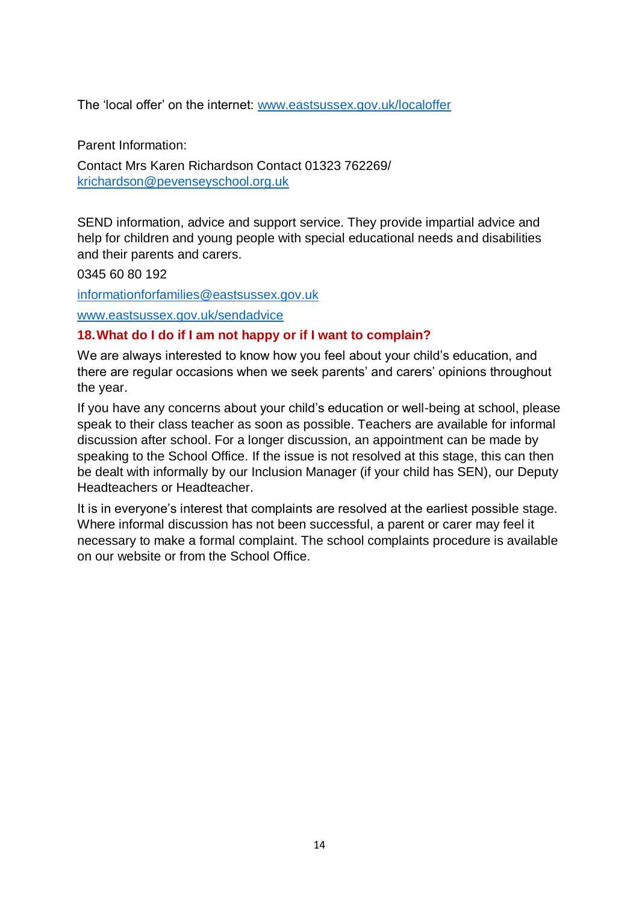The 'local offer' on the internet: [www.eastsussex.gov.uk/localoffer](http://www.eastsussex.gov.uk/localoffer)

Parent Information:

Contact Mrs Karen Richardson Contact 01323 762269/ [krichardson@pevenseyschool.org.uk](mailto:krichardson@pevenseyschool.org.uk)

SEND information, advice and support service. They provide impartial advice and help for children and young people with special educational needs and disabilities and their parents and carers.

0345 60 80 192

[informationforfamilies@eastsussex.gov.uk](mailto:informationforfamilies@eastsussex.gov.uk)

[www.eastsussex.gov.uk/sendadvice](http://www.eastsussex.gov.uk/sendadvice)

## 18. What do I do if I am not happy or if I want to complain?

We are always interested to know how you feel about your child's education, and there are regular occasions when we seek parents' and carers' opinions throughout the year.

If you have any concerns about your child's education or well-being at school, please speak to their class teacher as soon as possible. Teachers are available for informal discussion after school. For a longer discussion, an appointment can be made by speaking to the School Office. If the issue is not resolved at this stage, this can then be dealt with informally by our Inclusion Manager (if your child has SEN), our Deputy Headteachers or Headteacher.

It is in everyone's interest that complaints are resolved at the earliest possible stage. Where informal discussion has not been successful, a parent or carer may feel it necessary to make a formal complaint. The school complaints procedure is available on our website or from the School Office.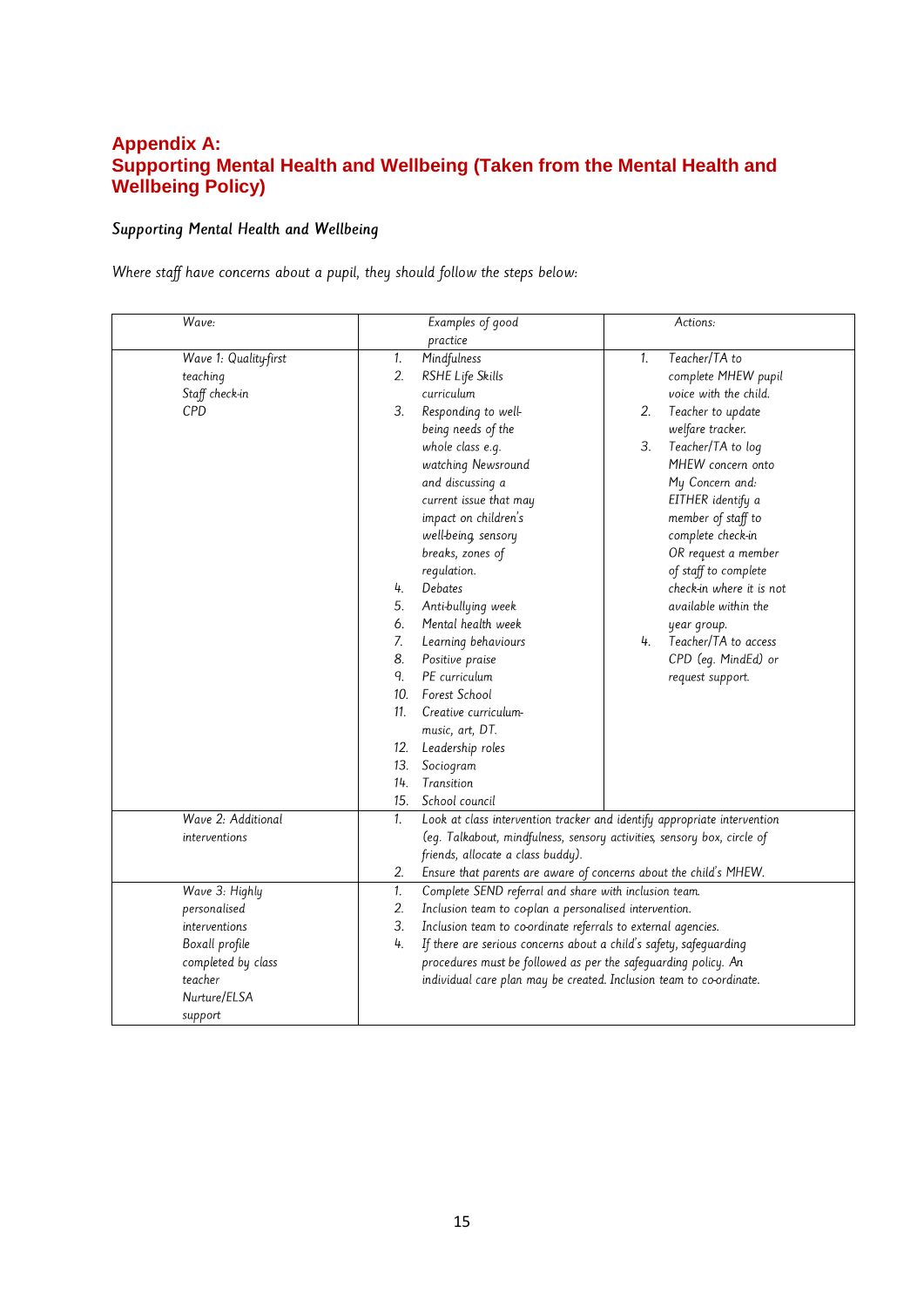## Appendix A:
## Supporting Mental Health and Wellbeing (Taken from the Mental Health and Wellbeing Policy)

*Supporting Mental Health and Wellbeing*

*Where staff have concerns about a pupil, they should follow the steps below:*

| *Wave:* | *Examples of good practice* | *Actions:* |
|---|---|---|
| *Wave 1: Quality-first teaching*<br>*Staff check-in*<br>*CPD* | 1. *Mindfulness*<br>2. *RSHE Life Skills curriculum*<br>3. *Responding to well-being needs of the whole class e.g. watching Newsround and discussing a current issue that may impact on children's well-being, sensory breaks, zones of regulation.*<br>4. *Debates*<br>5. *Anti-bullying week*<br>6. *Mental health week*<br>7. *Learning behaviours*<br>8. *Positive praise*<br>9. *PE curriculum*<br>10. *Forest School*<br>11. *Creative curriculum-music, art, DT.*<br>12. *Leadership roles*<br>13. *Sociogram*<br>14. *Transition*<br>15. *School council* | 1. *Teacher/TA to complete MHEW pupil voice with the child.*<br>2. *Teacher to update welfare tracker.*<br>3. *Teacher/TA to log MHEW concern onto My Concern and: EITHER identify a member of staff to complete check-in OR request a member of staff to complete check-in where it is not available within the year group.*<br>4. *Teacher/TA to access CPD (eg. MindEd) or request support.* |
| *Wave 2: Additional interventions* | 1. *Look at class intervention tracker and identify appropriate intervention (eg. Talkabout, mindfulness, sensory activities, sensory box, circle of friends, allocate a class buddy).*<br>2. *Ensure that parents are aware of concerns about the child's MHEW.* | |
| *Wave 3: Highly personalised interventions*<br>*Boxall profile completed by class teacher*<br>*Nurture/ELSA support* | 1. *Complete SEND referral and share with inclusion team.*<br>2. *Inclusion team to co-plan a personalised intervention.*<br>3. *Inclusion team to co-ordinate referrals to external agencies.*<br>4. *If there are serious concerns about a child's safety, safeguarding procedures must be followed as per the safeguarding policy. An individual care plan may be created. Inclusion team to co-ordinate.* | |